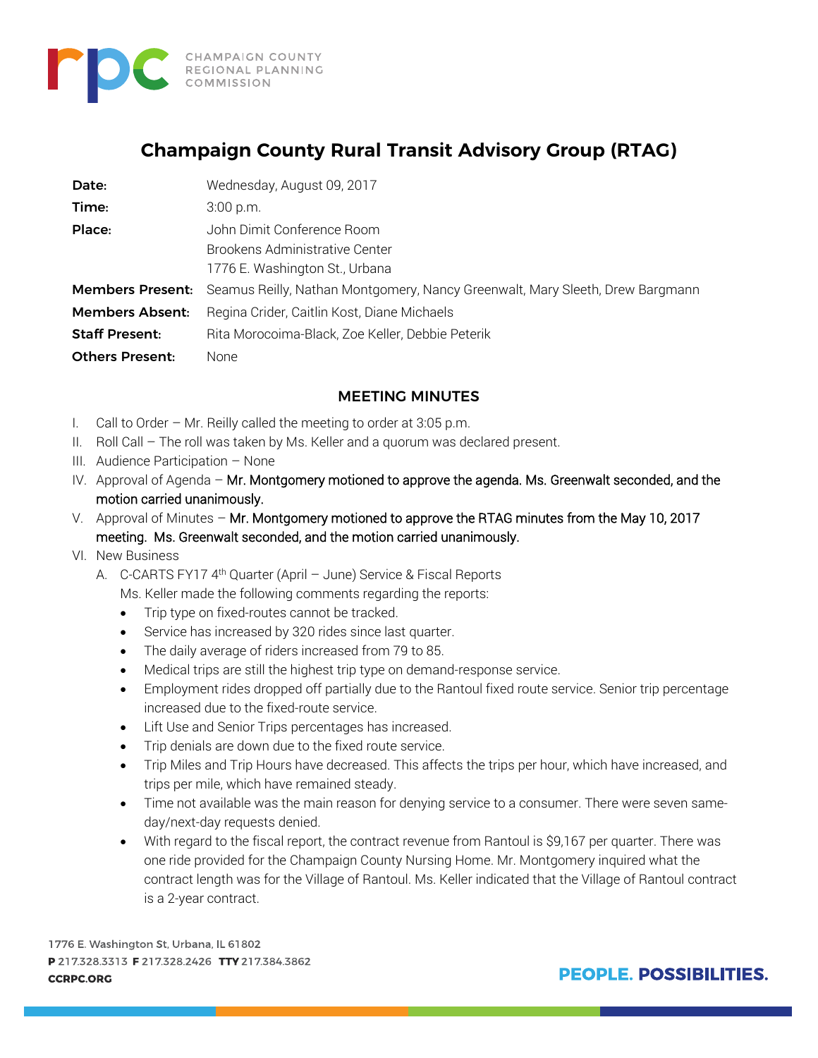# Champaign County Rural Transit Advisory Group (RTAG)

| | |
|---|---|
| **Date:** | Wednesday, August 09, 2017 |
| **Time:** | 3:00 p.m. |
| **Place:** | John Dimit Conference Room<br>Brookens Administrative Center<br>1776 E. Washington St., Urbana |
| **Members Present:** | Seamus Reilly, Nathan Montgomery, Nancy Greenwalt, Mary Sleeth, Drew Bargmann |
| **Members Absent:** | Regina Crider, Caitlin Kost, Diane Michaels |
| **Staff Present:** | Rita Morocoima-Black, Zoe Keller, Debbie Peterik |
| **Others Present:** | None |

## MEETING MINUTES

I. Call to Order – Mr. Reilly called the meeting to order at 3:05 p.m.

II. Roll Call – The roll was taken by Ms. Keller and a quorum was declared present.

III. Audience Participation – None

IV. Approval of Agenda – Mr. Montgomery motioned to approve the agenda. Ms. Greenwalt seconded, and the motion carried unanimously.

V. Approval of Minutes – Mr. Montgomery motioned to approve the RTAG minutes from the May 10, 2017 meeting. Ms. Greenwalt seconded, and the motion carried unanimously.

VI. New Business

A. C-CARTS FY17 4th Quarter (April – June) Service & Fiscal Reports

Ms. Keller made the following comments regarding the reports:

- Trip type on fixed-routes cannot be tracked.
- Service has increased by 320 rides since last quarter.
- The daily average of riders increased from 79 to 85.
- Medical trips are still the highest trip type on demand-response service.
- Employment rides dropped off partially due to the Rantoul fixed route service. Senior trip percentage increased due to the fixed-route service.
- Lift Use and Senior Trips percentages has increased.
- Trip denials are down due to the fixed route service.
- Trip Miles and Trip Hours have decreased. This affects the trips per hour, which have increased, and trips per mile, which have remained steady.
- Time not available was the main reason for denying service to a consumer. There were seven same-day/next-day requests denied.
- With regard to the fiscal report, the contract revenue from Rantoul is $9,167 per quarter. There was one ride provided for the Champaign County Nursing Home. Mr. Montgomery inquired what the contract length was for the Village of Rantoul. Ms. Keller indicated that the Village of Rantoul contract is a 2-year contract.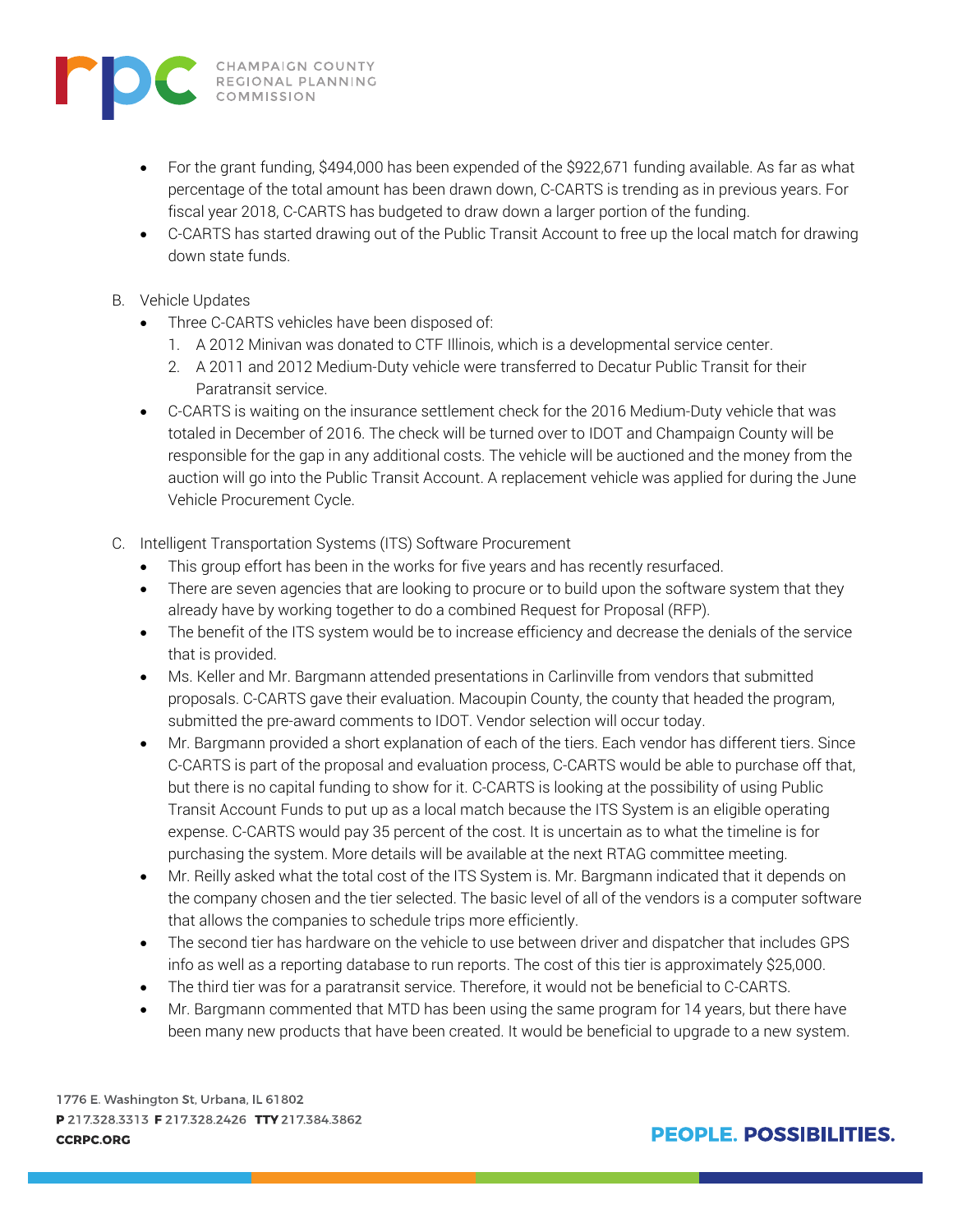- For the grant funding, $494,000 has been expended of the $922,671 funding available. As far as what percentage of the total amount has been drawn down, C-CARTS is trending as in previous years. For fiscal year 2018, C-CARTS has budgeted to draw down a larger portion of the funding.
- C-CARTS has started drawing out of the Public Transit Account to free up the local match for drawing down state funds.

B. Vehicle Updates

- Three C-CARTS vehicles have been disposed of:
  1. A 2012 Minivan was donated to CTF Illinois, which is a developmental service center.
  2. A 2011 and 2012 Medium-Duty vehicle were transferred to Decatur Public Transit for their Paratransit service.
- C-CARTS is waiting on the insurance settlement check for the 2016 Medium-Duty vehicle that was totaled in December of 2016. The check will be turned over to IDOT and Champaign County will be responsible for the gap in any additional costs. The vehicle will be auctioned and the money from the auction will go into the Public Transit Account. A replacement vehicle was applied for during the June Vehicle Procurement Cycle.

C. Intelligent Transportation Systems (ITS) Software Procurement

- This group effort has been in the works for five years and has recently resurfaced.
- There are seven agencies that are looking to procure or to build upon the software system that they already have by working together to do a combined Request for Proposal (RFP).
- The benefit of the ITS system would be to increase efficiency and decrease the denials of the service that is provided.
- Ms. Keller and Mr. Bargmann attended presentations in Carlinville from vendors that submitted proposals. C-CARTS gave their evaluation. Macoupin County, the county that headed the program, submitted the pre-award comments to IDOT. Vendor selection will occur today.
- Mr. Bargmann provided a short explanation of each of the tiers. Each vendor has different tiers. Since C-CARTS is part of the proposal and evaluation process, C-CARTS would be able to purchase off that, but there is no capital funding to show for it. C-CARTS is looking at the possibility of using Public Transit Account Funds to put up as a local match because the ITS System is an eligible operating expense. C-CARTS would pay 35 percent of the cost. It is uncertain as to what the timeline is for purchasing the system. More details will be available at the next RTAG committee meeting.
- Mr. Reilly asked what the total cost of the ITS System is. Mr. Bargmann indicated that it depends on the company chosen and the tier selected. The basic level of all of the vendors is a computer software that allows the companies to schedule trips more efficiently.
- The second tier has hardware on the vehicle to use between driver and dispatcher that includes GPS info as well as a reporting database to run reports. The cost of this tier is approximately $25,000.
- The third tier was for a paratransit service. Therefore, it would not be beneficial to C-CARTS.
- Mr. Bargmann commented that MTD has been using the same program for 14 years, but there have been many new products that have been created. It would be beneficial to upgrade to a new system.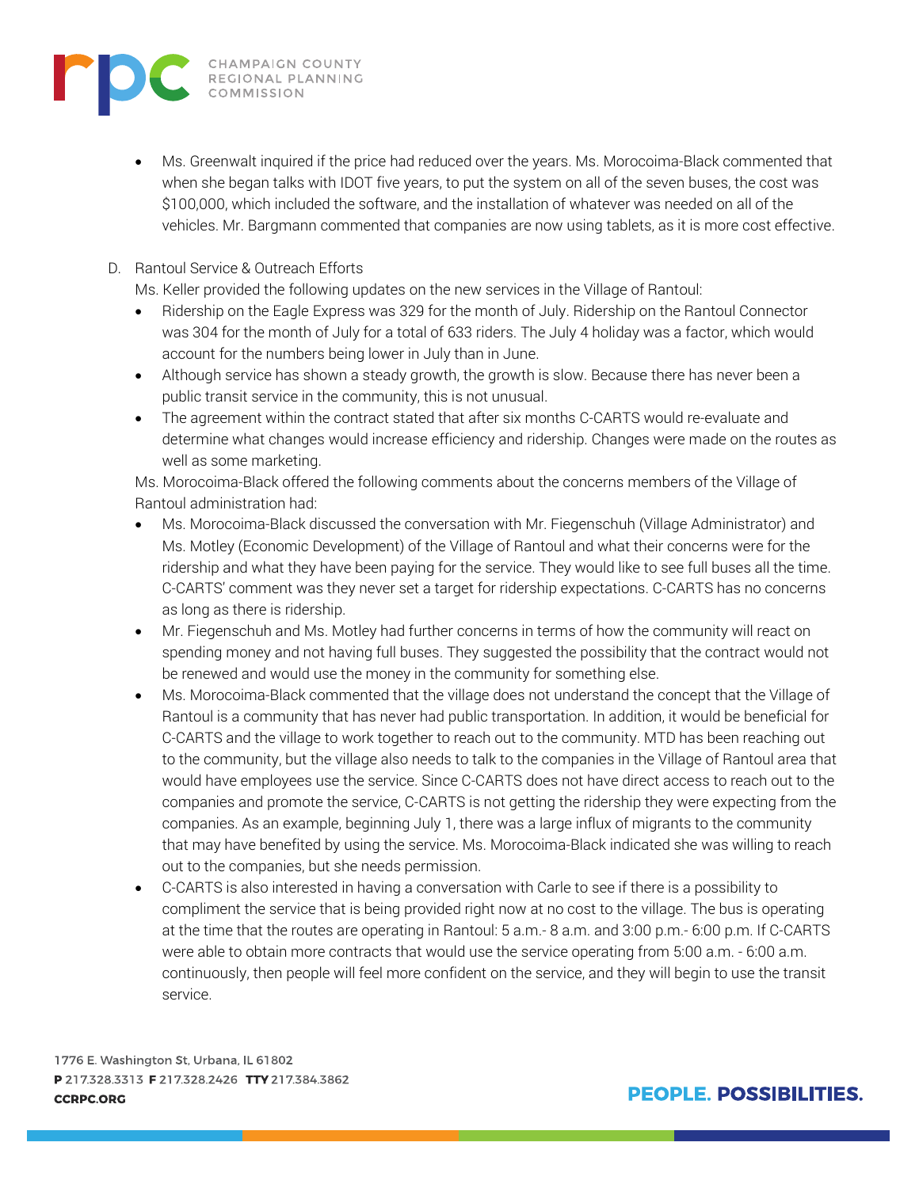- Ms. Greenwalt inquired if the price had reduced over the years. Ms. Morocoima-Black commented that when she began talks with IDOT five years, to put the system on all of the seven buses, the cost was $100,000, which included the software, and the installation of whatever was needed on all of the vehicles. Mr. Bargmann commented that companies are now using tablets, as it is more cost effective.

D. Rantoul Service & Outreach Efforts

Ms. Keller provided the following updates on the new services in the Village of Rantoul:

- Ridership on the Eagle Express was 329 for the month of July. Ridership on the Rantoul Connector was 304 for the month of July for a total of 633 riders. The July 4 holiday was a factor, which would account for the numbers being lower in July than in June.
- Although service has shown a steady growth, the growth is slow. Because there has never been a public transit service in the community, this is not unusual.
- The agreement within the contract stated that after six months C-CARTS would re-evaluate and determine what changes would increase efficiency and ridership. Changes were made on the routes as well as some marketing.

Ms. Morocoima-Black offered the following comments about the concerns members of the Village of Rantoul administration had:

- Ms. Morocoima-Black discussed the conversation with Mr. Fiegenschuh (Village Administrator) and Ms. Motley (Economic Development) of the Village of Rantoul and what their concerns were for the ridership and what they have been paying for the service. They would like to see full buses all the time. C-CARTS' comment was they never set a target for ridership expectations. C-CARTS has no concerns as long as there is ridership.
- Mr. Fiegenschuh and Ms. Motley had further concerns in terms of how the community will react on spending money and not having full buses. They suggested the possibility that the contract would not be renewed and would use the money in the community for something else.
- Ms. Morocoima-Black commented that the village does not understand the concept that the Village of Rantoul is a community that has never had public transportation. In addition, it would be beneficial for C-CARTS and the village to work together to reach out to the community. MTD has been reaching out to the community, but the village also needs to talk to the companies in the Village of Rantoul area that would have employees use the service. Since C-CARTS does not have direct access to reach out to the companies and promote the service, C-CARTS is not getting the ridership they were expecting from the companies. As an example, beginning July 1, there was a large influx of migrants to the community that may have benefited by using the service. Ms. Morocoima-Black indicated she was willing to reach out to the companies, but she needs permission.
- C-CARTS is also interested in having a conversation with Carle to see if there is a possibility to compliment the service that is being provided right now at no cost to the village. The bus is operating at the time that the routes are operating in Rantoul: 5 a.m.- 8 a.m. and 3:00 p.m.- 6:00 p.m. If C-CARTS were able to obtain more contracts that would use the service operating from 5:00 a.m. - 6:00 a.m. continuously, then people will feel more confident on the service, and they will begin to use the transit service.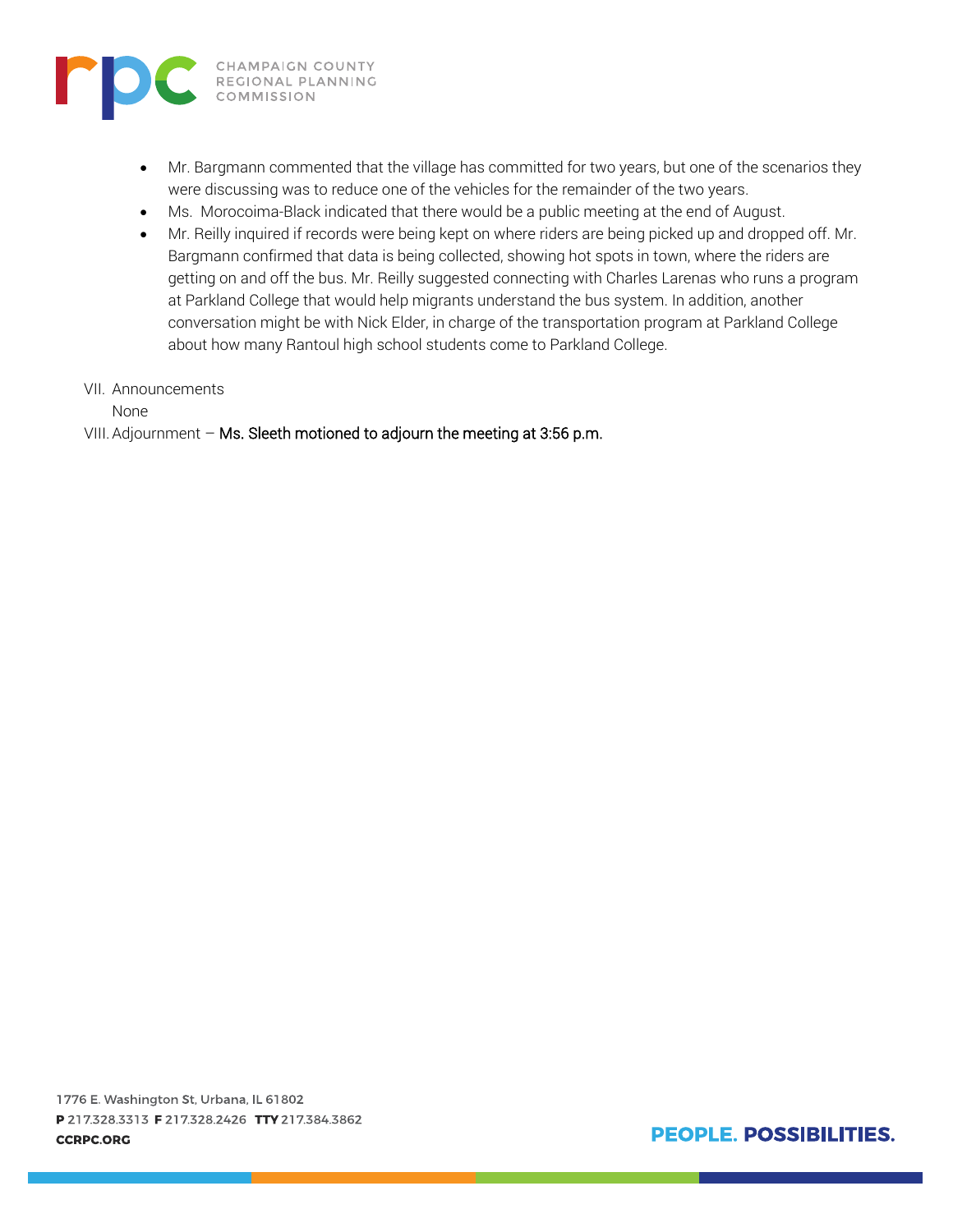- Mr. Bargmann commented that the village has committed for two years, but one of the scenarios they were discussing was to reduce one of the vehicles for the remainder of the two years.
- Ms. Morocoima-Black indicated that there would be a public meeting at the end of August.
- Mr. Reilly inquired if records were being kept on where riders are being picked up and dropped off. Mr. Bargmann confirmed that data is being collected, showing hot spots in town, where the riders are getting on and off the bus. Mr. Reilly suggested connecting with Charles Larenas who runs a program at Parkland College that would help migrants understand the bus system. In addition, another conversation might be with Nick Elder, in charge of the transportation program at Parkland College about how many Rantoul high school students come to Parkland College.

VII. Announcements

None

VIII. Adjournment – Ms. Sleeth motioned to adjourn the meeting at 3:56 p.m.